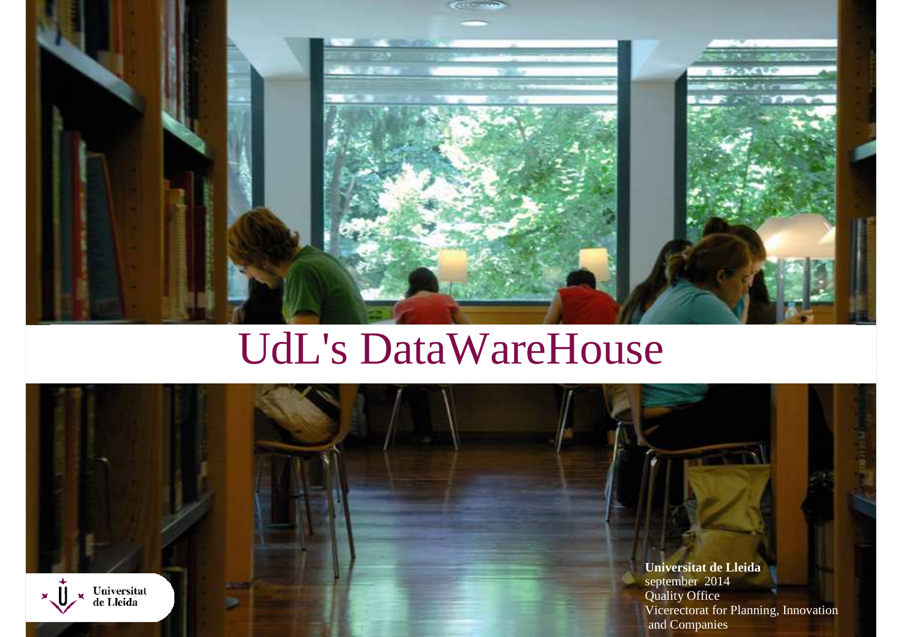# UdL's DataWareHouse

Universitat de Lleida

**Universitat de Lleida**
september 2014
Quality Office
Vicerectorat for Planning, Innovation and Companies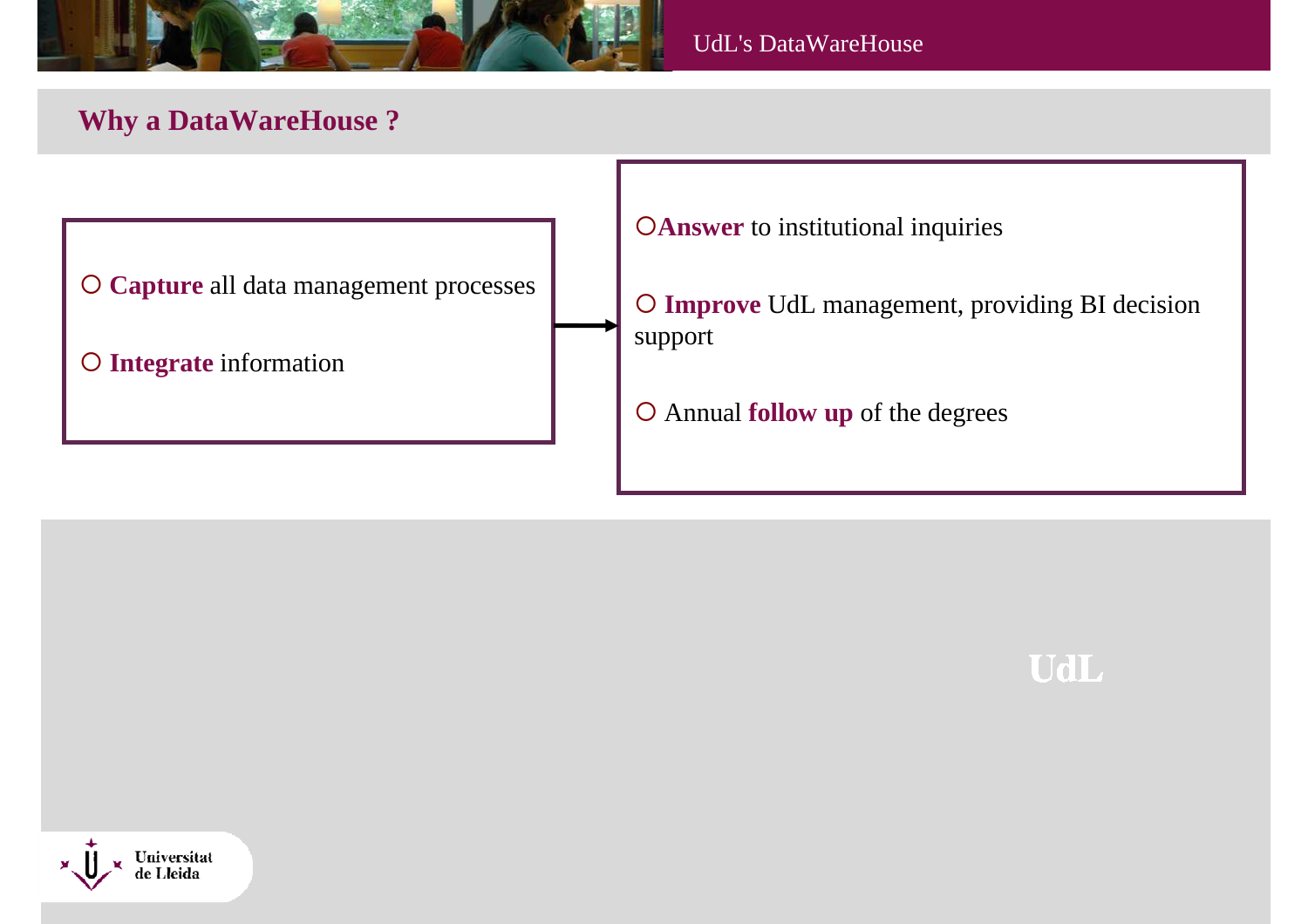## Why a DataWareHouse ?

- **Capture** all data management processes
- **Integrate** information

→

- **Answer** to institutional inquiries
- **Improve** UdL management, providing BI decision support
- Annual **follow up** of the degrees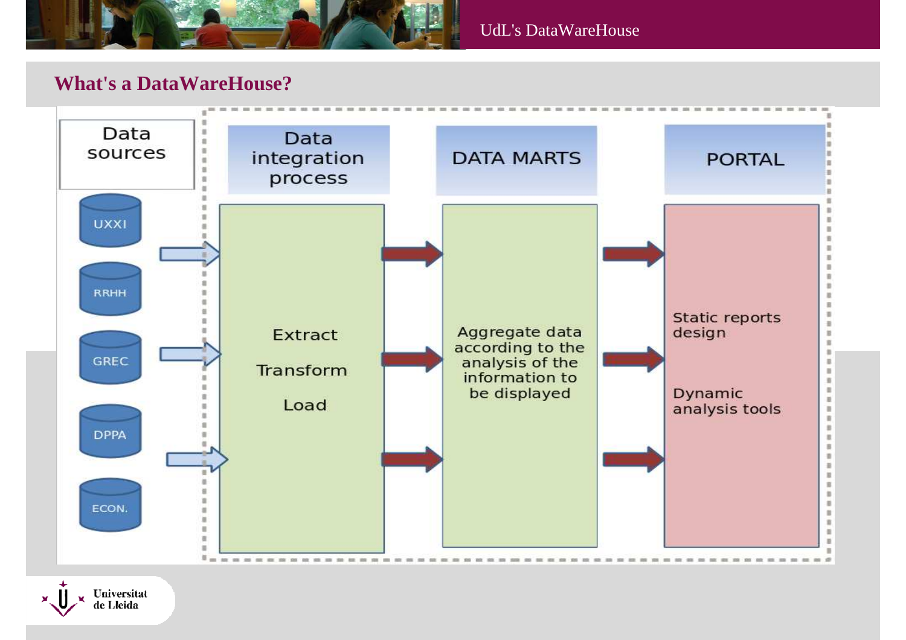## What's a DataWareHouse?

**Data sources**

- UXXI
- RRHH
- GREC
- DPPA
- ECON.

**Data integration process**

Extract

Transform

Load

**DATA MARTS**

Aggregate data according to the analysis of the information to be displayed

**PORTAL**

Static reports design

Dynamic analysis tools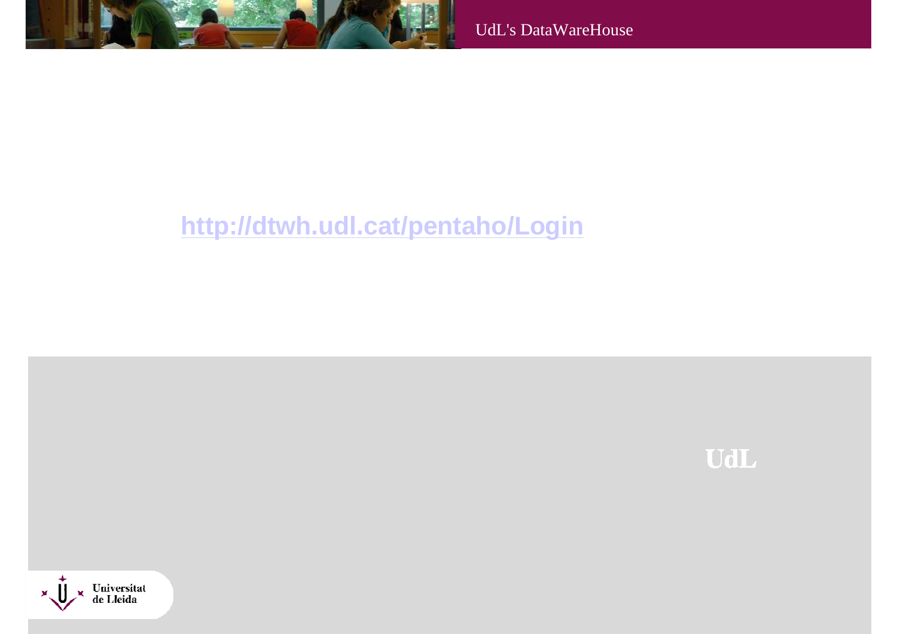UdL's DataWareHouse

http://dtwh.udl.cat/pentaho/Login

UdL

Universitat de Lleida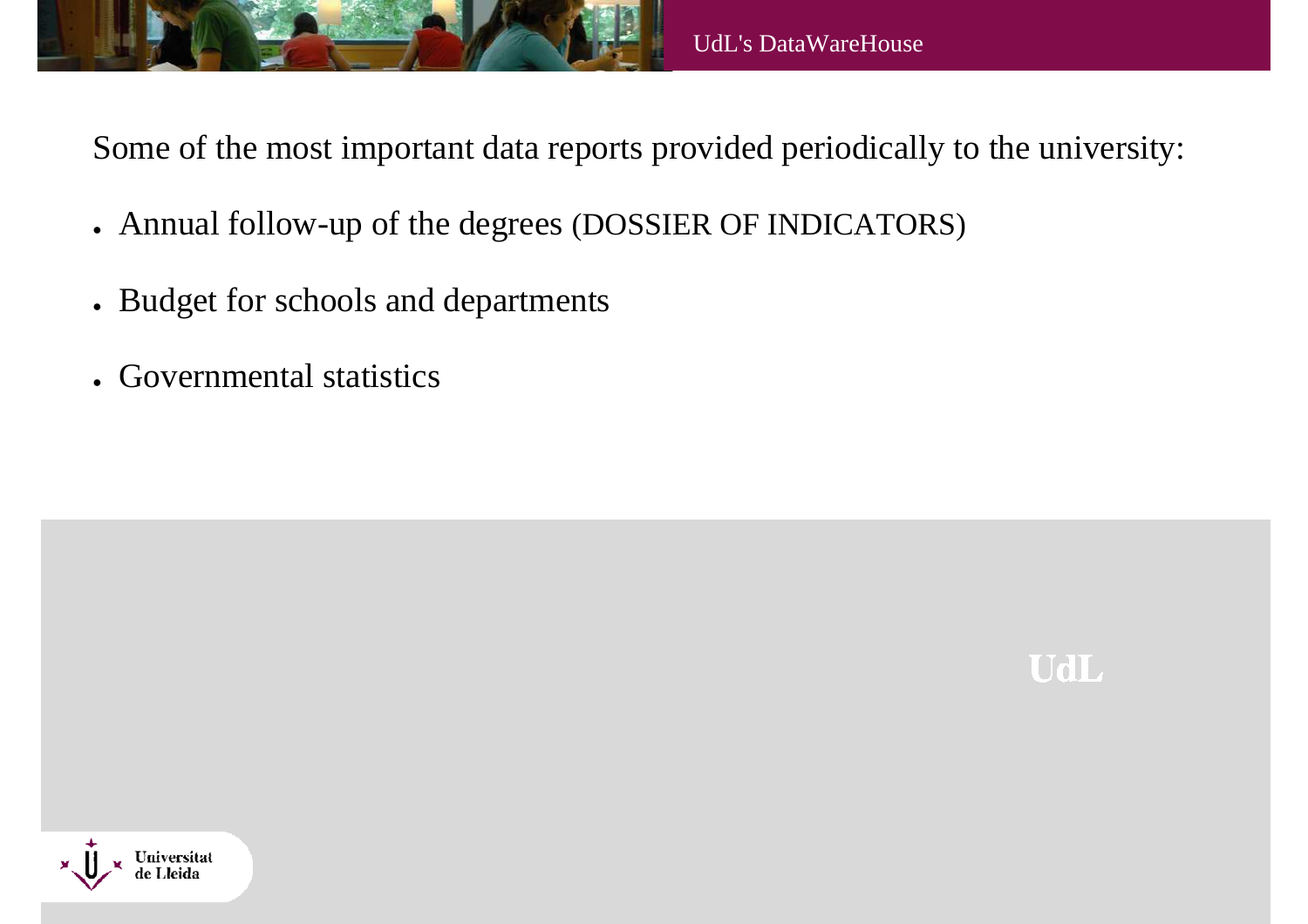Some of the most important data reports provided periodically to the university:

- Annual follow-up of the degrees (DOSSIER OF INDICATORS)
- Budget for schools and departments
- Governmental statistics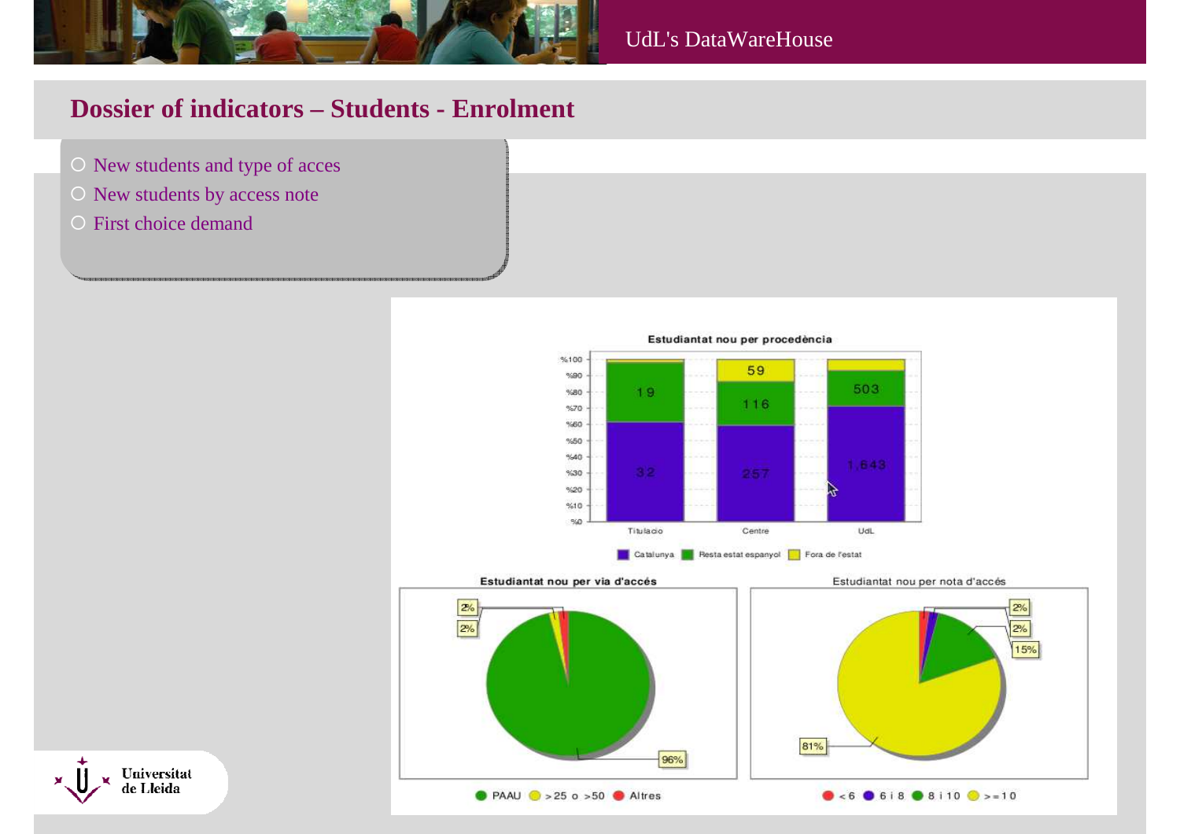## Dossier of indicators – Students - Enrolment

- New students and type of acces
- New students by access note
- First choice demand

**Estudiantat nou per procedència**

| | Catalunya | Resta estat espanyol | Fora de l'estat |
|---|---|---|---|
| Titulacio | 32 | 19 | |
| Centre | 257 | 116 | 59 |
| UdL | 1,643 | 503 | |

**Estudiantat nou per via d'accés**

| PAAU | >25 o >50 | Altres |
|---|---|---|
| 96% | 2% | 2% |

**Estudiantat nou per nota d'accés**

| <6 | 6 i 8 | 8 i 10 | >=10 |
|---|---|---|---|
| 2% | 2% | 15% | 81% |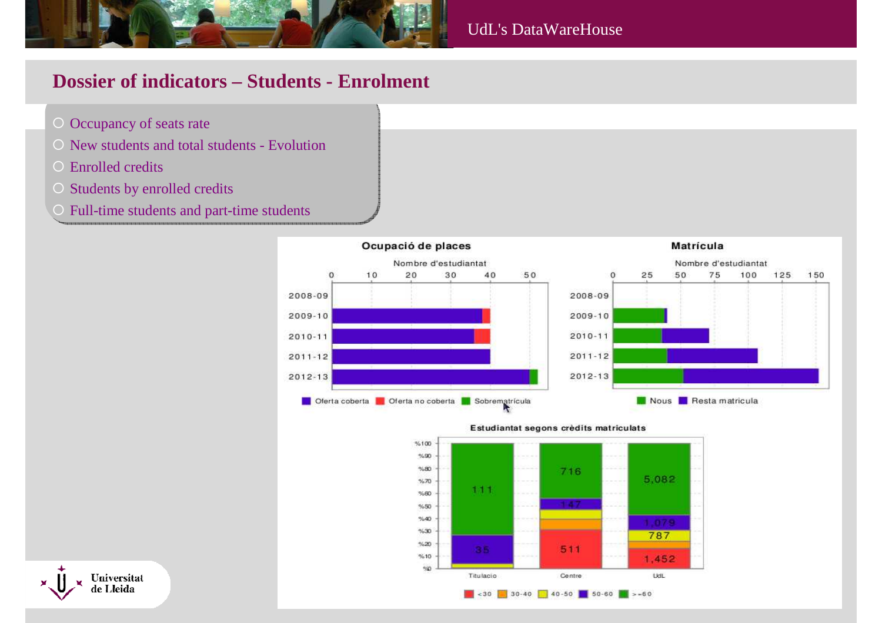# Dossier of indicators – Students - Enrolment

- Occupancy of seats rate
- New students and total students - Evolution
- Enrolled credits
- Students by enrolled credits
- Full-time students and part-time students

**Ocupació de places**

Nombre d'estudiantat

2008-09, 2009-10, 2010-11, 2011-12, 2012-13

Oferta coberta, Oferta no coberta, Sobrematrícula

**Matrícula**

Nombre d'estudiantat

2008-09, 2009-10, 2010-11, 2011-12, 2012-13

Nous, Resta matricula

**Estudiantat segons crèdits matriculats**

| | Titulacio | Centre | UdL |
|---|---|---|---|
| >=60 | 111 | 716 | 5,082 |
| 50-60 | 35 | 147 | 1,079 |
| 40-50 | | | 787 |
| 30-40 | | | |
| <30 | | 511 | 1,452 |

<30, 30-40, 40-50, 50-60, >=60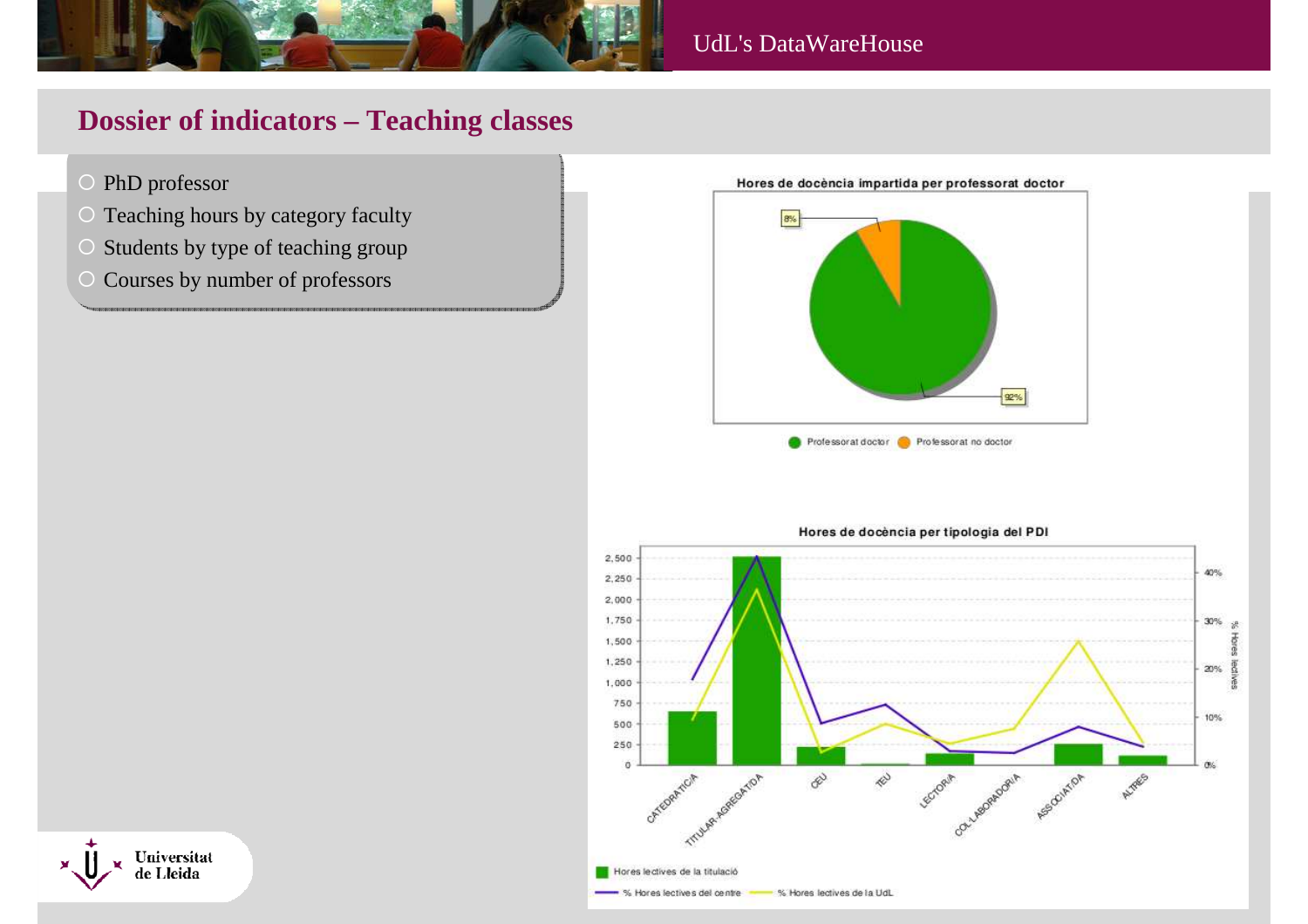## Dossier of indicators – Teaching classes

- PhD professor
- Teaching hours by category faculty
- Students by type of teaching group
- Courses by number of professors

**Hores de docència impartida per professorat doctor**

- 8%
- 92%

Professorat doctor · Professorat no doctor

**Hores de docència per tipologia del PDI**

CATEDRATIC/A, TITULAR-AGREGAT/DA, CEU, TEU, LECTOR/A, COL·LABORADOR/A, ASSOCIAT/DA, ALTRES

Hores lectives de la titulació

% Hores lectives del centre · % Hores lectives de la UdL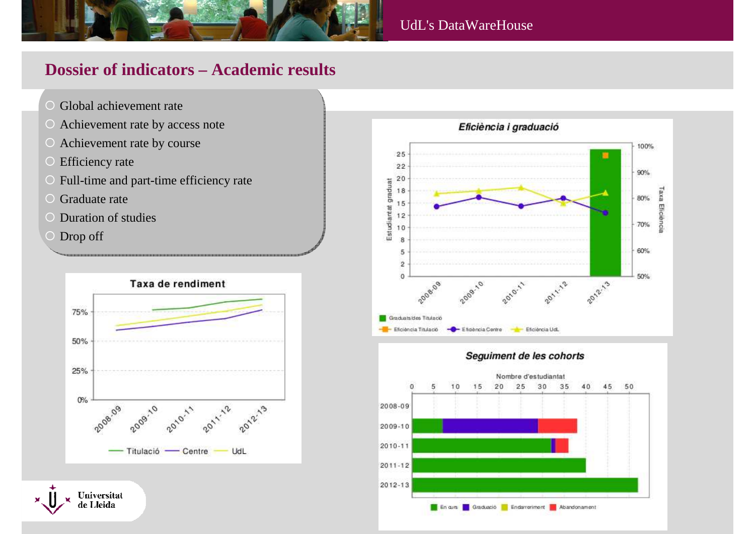# Dossier of indicators – Academic results

- Global achievement rate
- Achievement rate by access note
- Achievement rate by course
- Efficiency rate
- Full-time and part-time efficiency rate
- Graduate rate
- Duration of studies
- Drop off

**Taxa de rendiment**

Legend: Titulació, Centre, UdL

**Eficiència i graduació**

Legend: Graduats/des Titulació, Eficiència Titulació, Eficiència Centre, Eficiència UdL

**Seguiment de les cohorts**

Nombre d'estudiantat

Legend: En curs, Graduació, Endarreriment, Abandonament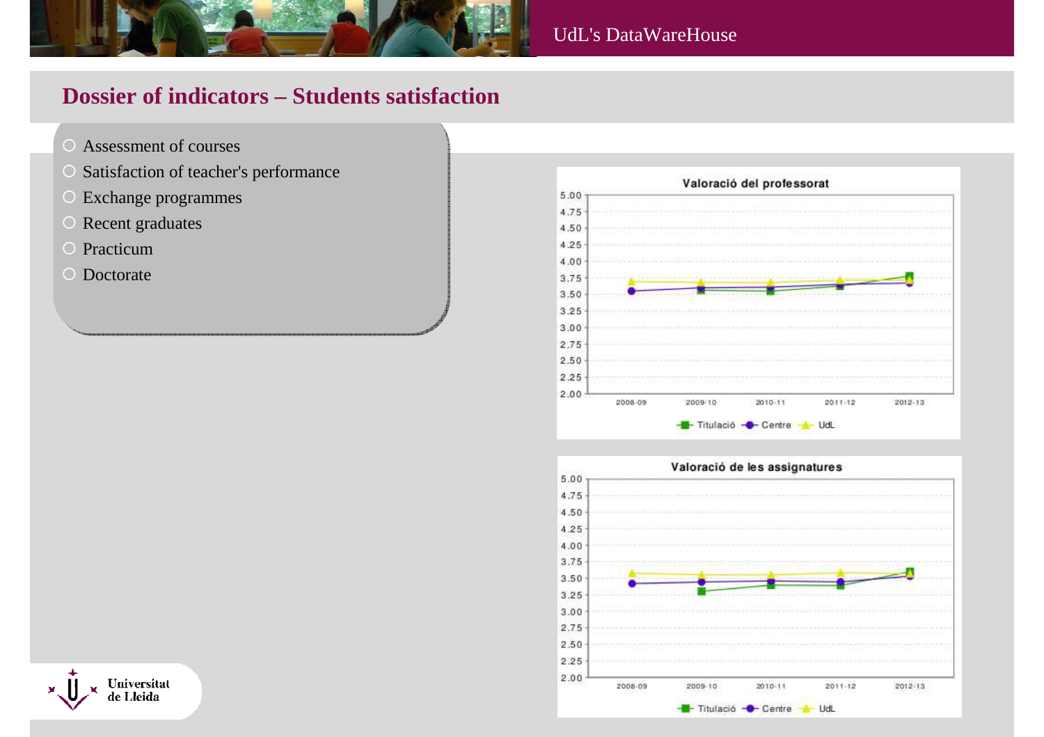## Dossier of indicators – Students satisfaction

- Assessment of courses
- Satisfaction of teacher's performance
- Exchange programmes
- Recent graduates
- Practicum
- Doctorate

**Valoració del professorat**

**Valoració de les assignatures**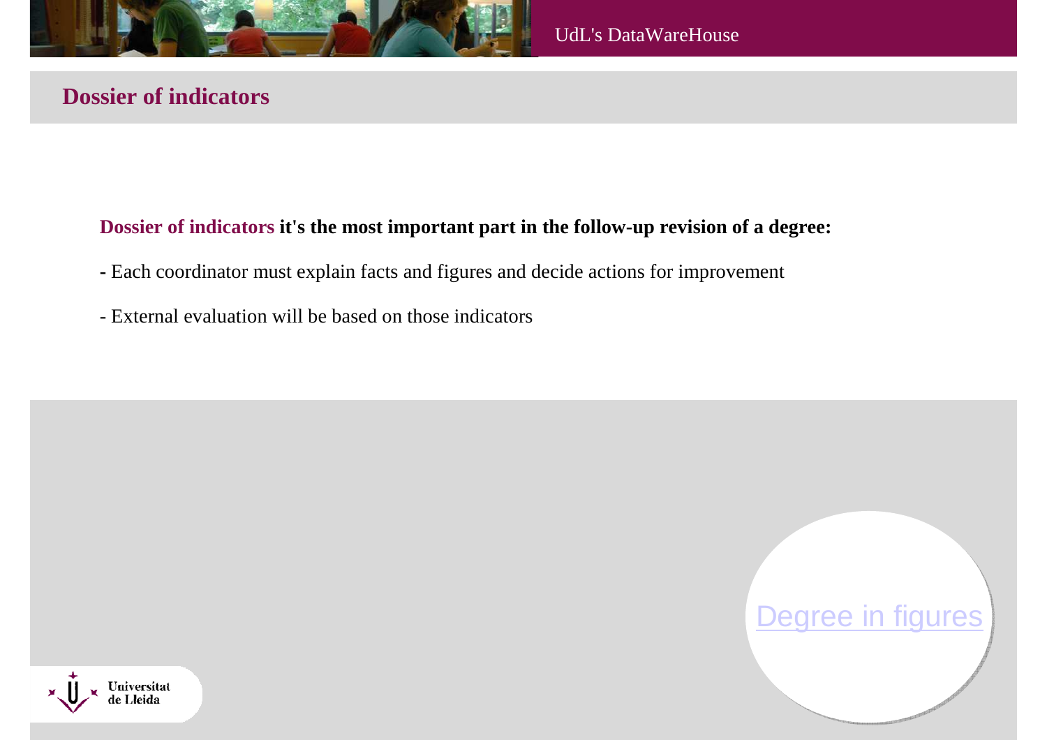# Dossier of indicators

**Dossier of indicators it's the most important part in the follow-up revision of a degree:**

- Each coordinator must explain facts and figures and decide actions for improvement
- External evaluation will be based on those indicators

Degree in figures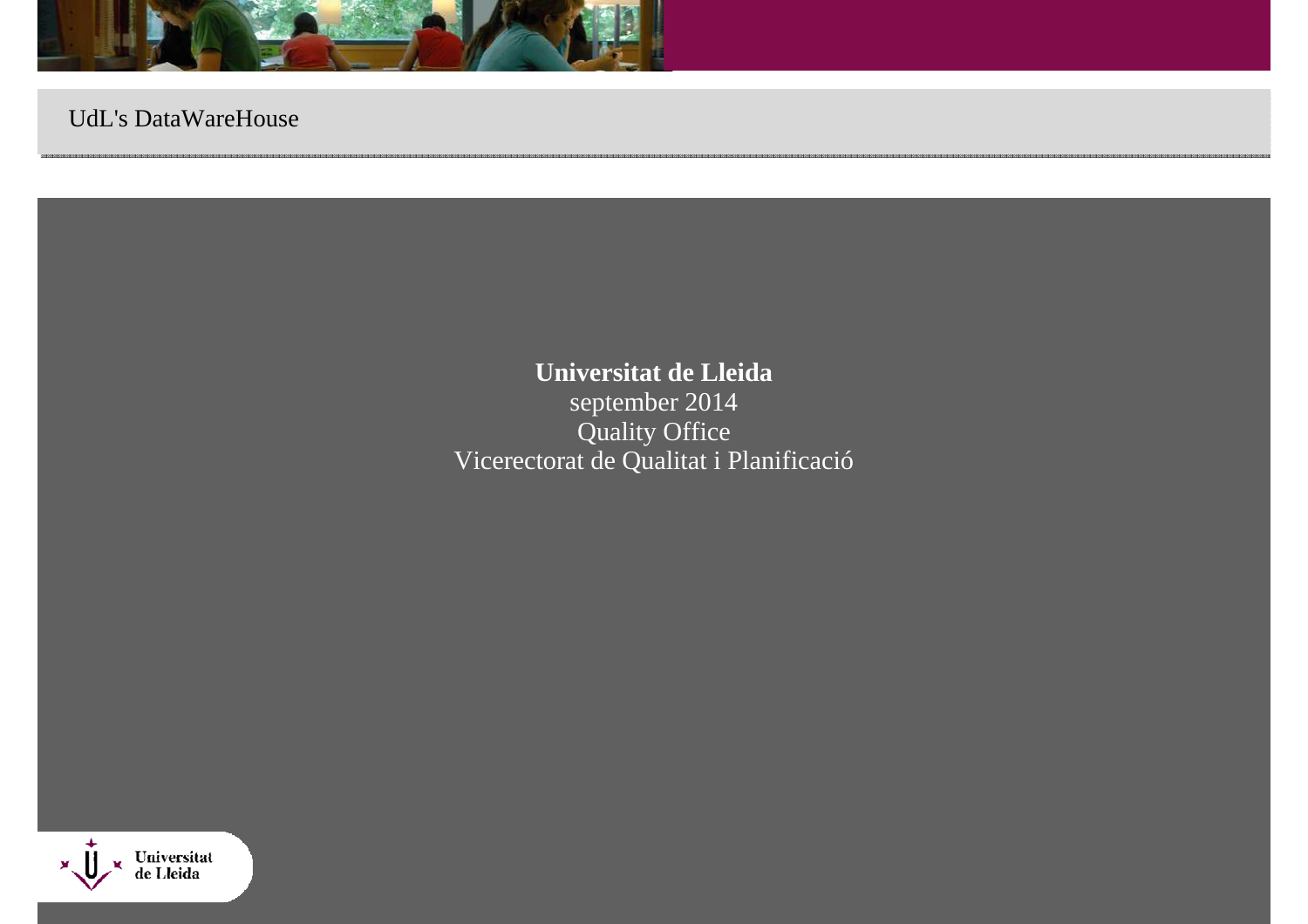UdL's DataWareHouse

**Universitat de Lleida**
september 2014
Quality Office
Vicerectorat de Qualitat i Planificació